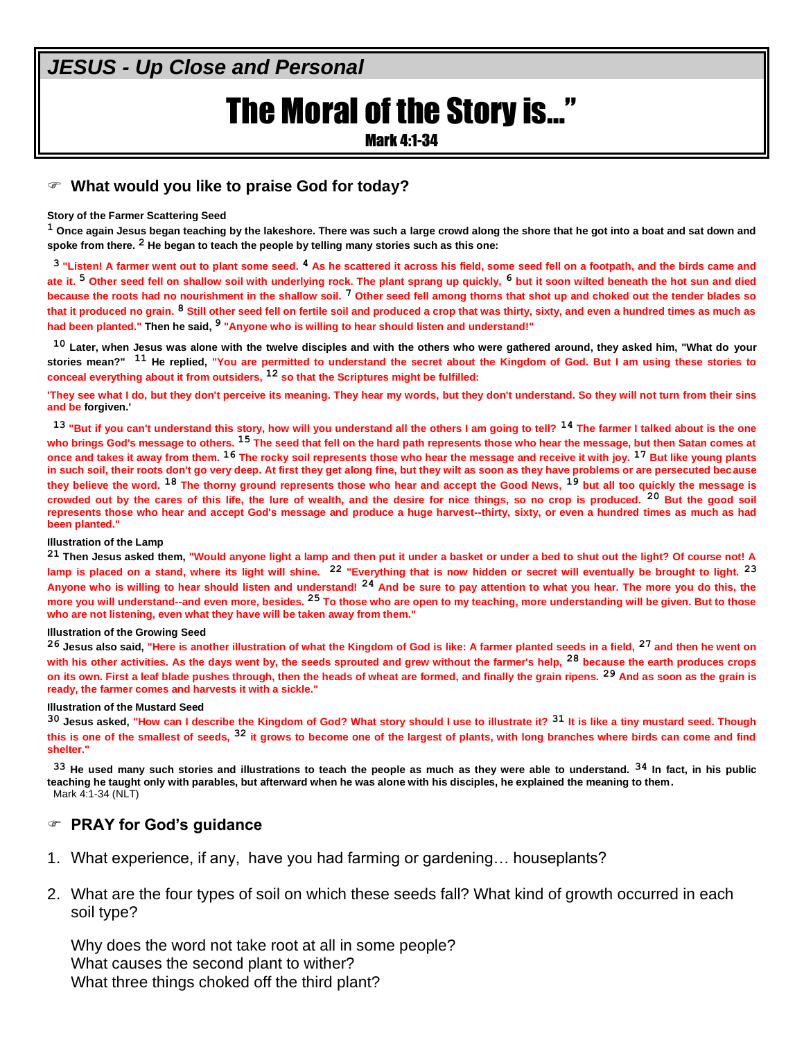***JESUS - Up Close and Personal***

# The Moral of the Story is…"

## Mark 4:1-34

☞ **What would you like to praise God for today?**

**Story of the Farmer Scattering Seed**

**[1] Once again Jesus began teaching by the lakeshore. There was such a large crowd along the shore that he got into a boat and sat down and spoke from there. [2] He began to teach the people by telling many stories such as this one:**

**[3] "Listen! A farmer went out to plant some seed. [4] As he scattered it across his field, some seed fell on a footpath, and the birds came and ate it. [5] Other seed fell on shallow soil with underlying rock. The plant sprang up quickly, [6] but it soon wilted beneath the hot sun and died because the roots had no nourishment in the shallow soil. [7] Other seed fell among thorns that shot up and choked out the tender blades so that it produced no grain. [8] Still other seed fell on fertile soil and produced a crop that was thirty, sixty, and even a hundred times as much as had been planted." Then he said, [9] "Anyone who is willing to hear should listen and understand!"**

**[10] Later, when Jesus was alone with the twelve disciples and with the others who were gathered around, they asked him, "What do your stories mean?" [11] He replied, "You are permitted to understand the secret about the Kingdom of God. But I am using these stories to conceal everything about it from outsiders, [12] so that the Scriptures might be fulfilled:**

**'They see what I do, but they don't perceive its meaning. They hear my words, but they don't understand. So they will not turn from their sins and be forgiven.'**

**[13] "But if you can't understand this story, how will you understand all the others I am going to tell? [14] The farmer I talked about is the one who brings God's message to others. [15] The seed that fell on the hard path represents those who hear the message, but then Satan comes at once and takes it away from them. [16] The rocky soil represents those who hear the message and receive it with joy. [17] But like young plants in such soil, their roots don't go very deep. At first they get along fine, but they wilt as soon as they have problems or are persecuted because they believe the word. [18] The thorny ground represents those who hear and accept the Good News, [19] but all too quickly the message is crowded out by the cares of this life, the lure of wealth, and the desire for nice things, so no crop is produced. [20] But the good soil represents those who hear and accept God's message and produce a huge harvest--thirty, sixty, or even a hundred times as much as had been planted."**

**Illustration of the Lamp**

**[21] Then Jesus asked them, "Would anyone light a lamp and then put it under a basket or under a bed to shut out the light? Of course not! A lamp is placed on a stand, where its light will shine. [22] "Everything that is now hidden or secret will eventually be brought to light. [23] Anyone who is willing to hear should listen and understand! [24] And be sure to pay attention to what you hear. The more you do this, the more you will understand--and even more, besides. [25] To those who are open to my teaching, more understanding will be given. But to those who are not listening, even what they have will be taken away from them."**

**Illustration of the Growing Seed**

**[26] Jesus also said, "Here is another illustration of what the Kingdom of God is like: A farmer planted seeds in a field, [27] and then he went on with his other activities. As the days went by, the seeds sprouted and grew without the farmer's help, [28] because the earth produces crops on its own. First a leaf blade pushes through, then the heads of wheat are formed, and finally the grain ripens. [29] And as soon as the grain is ready, the farmer comes and harvests it with a sickle."**

**Illustration of the Mustard Seed**

**[30] Jesus asked, "How can I describe the Kingdom of God? What story should I use to illustrate it? [31] It is like a tiny mustard seed. Though this is one of the smallest of seeds, [32] it grows to become one of the largest of plants, with long branches where birds can come and find shelter."**

**[33] He used many such stories and illustrations to teach the people as much as they were able to understand. [34] In fact, in his public teaching he taught only with parables, but afterward when he was alone with his disciples, he explained the meaning to them.**
Mark 4:1-34 (NLT)

☞ **PRAY for God's guidance**

1. What experience, if any, have you had farming or gardening… houseplants?

2. What are the four types of soil on which these seeds fall? What kind of growth occurred in each soil type?

   Why does the word not take root at all in some people?
   What causes the second plant to wither?
   What three things choked off the third plant?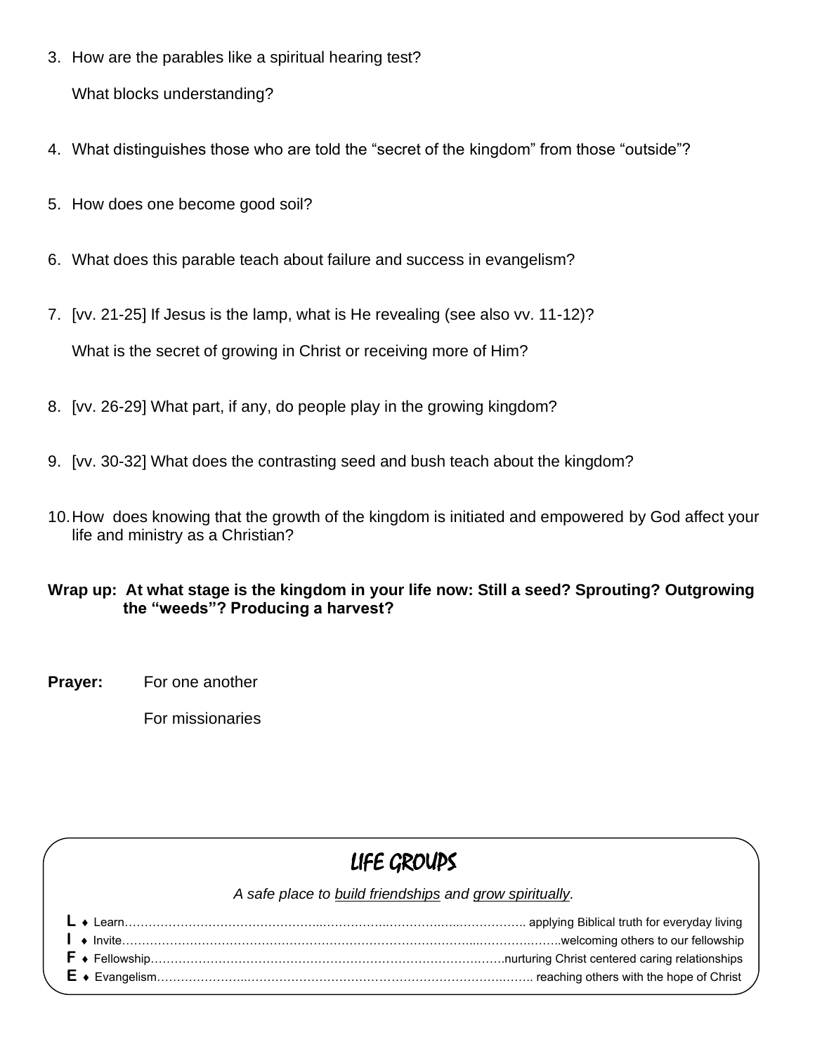3. How are the parables like a spiritual hearing test?

   What blocks understanding?

4. What distinguishes those who are told the “secret of the kingdom” from those “outside”?

5. How does one become good soil?

6. What does this parable teach about failure and success in evangelism?

7. [vv. 21-25] If Jesus is the lamp, what is He revealing (see also vv. 11-12)?

   What is the secret of growing in Christ or receiving more of Him?

8. [vv. 26-29] What part, if any, do people play in the growing kingdom?

9. [vv. 30-32] What does the contrasting seed and bush teach about the kingdom?

10. How does knowing that the growth of the kingdom is initiated and empowered by God affect your life and ministry as a Christian?

**Wrap up: At what stage is the kingdom in your life now: Still a seed? Sprouting? Outgrowing the “weeds”? Producing a harvest?**

**Prayer:** For one another

For missionaries

## LIFE GROUPS

*A safe place to <u>build friendships</u> and <u>grow spiritually</u>.*

**L** ♦ Learn…………………………………………………………………………………… applying Biblical truth for everyday living
**I** ♦ Invite……………………………………………………………………………………welcoming others to our fellowship
**F** ♦ Fellowship……………………………………………………………………………nurturing Christ centered caring relationships
**E** ♦ Evangelism…………………………………………………………………………… reaching others with the hope of Christ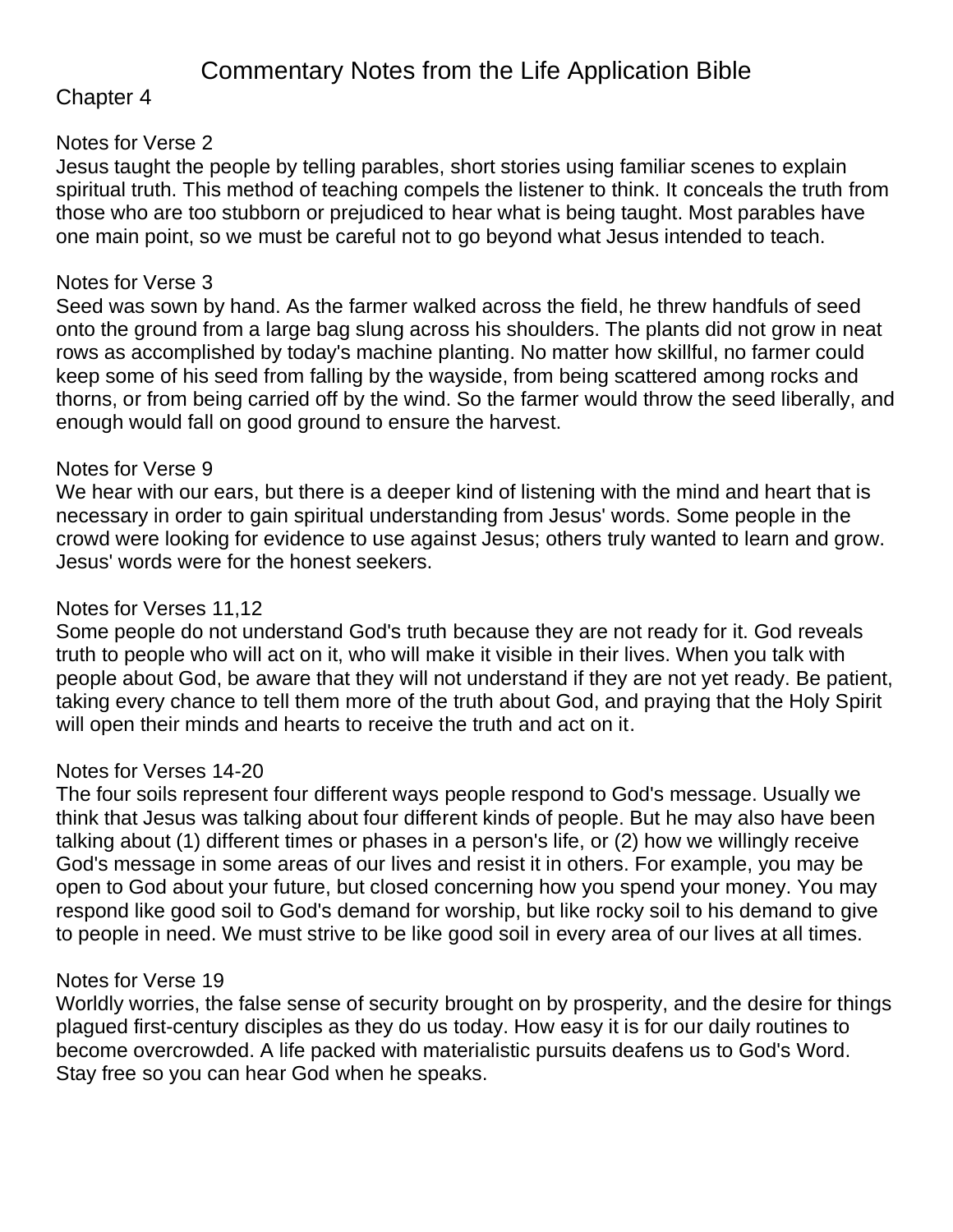# Commentary Notes from the Life Application Bible

## Chapter 4

### Notes for Verse 2

Jesus taught the people by telling parables, short stories using familiar scenes to explain spiritual truth. This method of teaching compels the listener to think. It conceals the truth from those who are too stubborn or prejudiced to hear what is being taught. Most parables have one main point, so we must be careful not to go beyond what Jesus intended to teach.

### Notes for Verse 3

Seed was sown by hand. As the farmer walked across the field, he threw handfuls of seed onto the ground from a large bag slung across his shoulders. The plants did not grow in neat rows as accomplished by today's machine planting. No matter how skillful, no farmer could keep some of his seed from falling by the wayside, from being scattered among rocks and thorns, or from being carried off by the wind. So the farmer would throw the seed liberally, and enough would fall on good ground to ensure the harvest.

### Notes for Verse 9

We hear with our ears, but there is a deeper kind of listening with the mind and heart that is necessary in order to gain spiritual understanding from Jesus' words. Some people in the crowd were looking for evidence to use against Jesus; others truly wanted to learn and grow. Jesus' words were for the honest seekers.

### Notes for Verses 11,12

Some people do not understand God's truth because they are not ready for it. God reveals truth to people who will act on it, who will make it visible in their lives. When you talk with people about God, be aware that they will not understand if they are not yet ready. Be patient, taking every chance to tell them more of the truth about God, and praying that the Holy Spirit will open their minds and hearts to receive the truth and act on it.

### Notes for Verses 14-20

The four soils represent four different ways people respond to God's message. Usually we think that Jesus was talking about four different kinds of people. But he may also have been talking about (1) different times or phases in a person's life, or (2) how we willingly receive God's message in some areas of our lives and resist it in others. For example, you may be open to God about your future, but closed concerning how you spend your money. You may respond like good soil to God's demand for worship, but like rocky soil to his demand to give to people in need. We must strive to be like good soil in every area of our lives at all times.

### Notes for Verse 19

Worldly worries, the false sense of security brought on by prosperity, and the desire for things plagued first-century disciples as they do us today. How easy it is for our daily routines to become overcrowded. A life packed with materialistic pursuits deafens us to God's Word. Stay free so you can hear God when he speaks.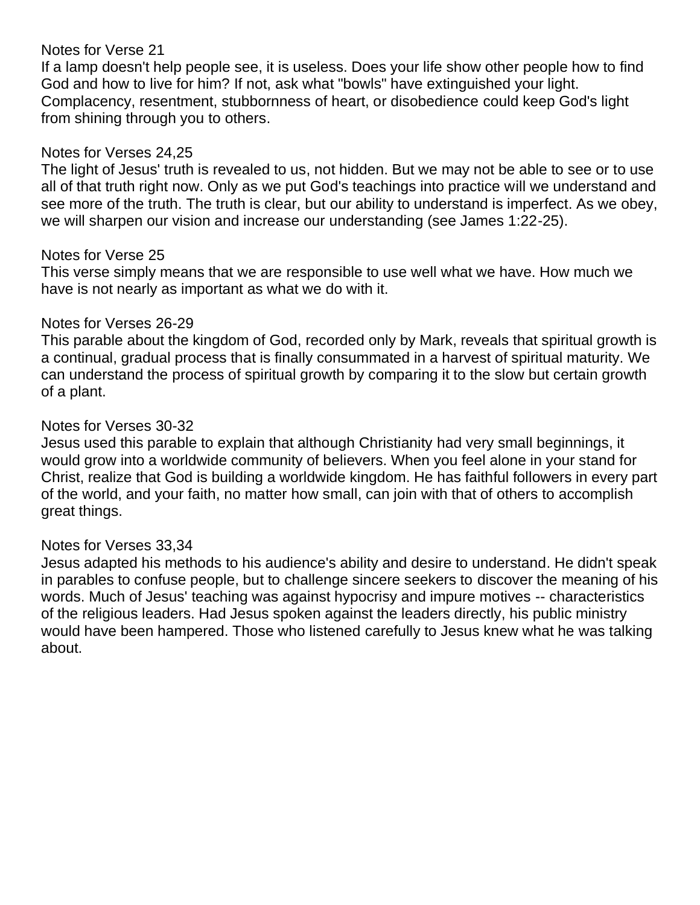Notes for Verse 21

If a lamp doesn't help people see, it is useless. Does your life show other people how to find God and how to live for him? If not, ask what "bowls" have extinguished your light. Complacency, resentment, stubbornness of heart, or disobedience could keep God's light from shining through you to others.

Notes for Verses 24,25

The light of Jesus' truth is revealed to us, not hidden. But we may not be able to see or to use all of that truth right now. Only as we put God's teachings into practice will we understand and see more of the truth. The truth is clear, but our ability to understand is imperfect. As we obey, we will sharpen our vision and increase our understanding (see James 1:22-25).

Notes for Verse 25

This verse simply means that we are responsible to use well what we have. How much we have is not nearly as important as what we do with it.

Notes for Verses 26-29

This parable about the kingdom of God, recorded only by Mark, reveals that spiritual growth is a continual, gradual process that is finally consummated in a harvest of spiritual maturity. We can understand the process of spiritual growth by comparing it to the slow but certain growth of a plant.

Notes for Verses 30-32

Jesus used this parable to explain that although Christianity had very small beginnings, it would grow into a worldwide community of believers. When you feel alone in your stand for Christ, realize that God is building a worldwide kingdom. He has faithful followers in every part of the world, and your faith, no matter how small, can join with that of others to accomplish great things.

Notes for Verses 33,34

Jesus adapted his methods to his audience's ability and desire to understand. He didn't speak in parables to confuse people, but to challenge sincere seekers to discover the meaning of his words. Much of Jesus' teaching was against hypocrisy and impure motives -- characteristics of the religious leaders. Had Jesus spoken against the leaders directly, his public ministry would have been hampered. Those who listened carefully to Jesus knew what he was talking about.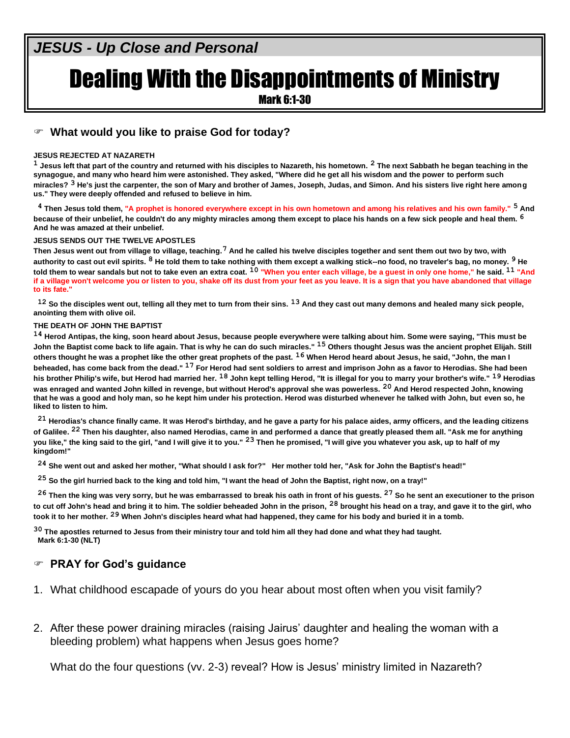*JESUS - Up Close and Personal*

# Dealing With the Disappointments of Ministry

Mark 6:1-30

☞ **What would you like to praise God for today?**

**JESUS REJECTED AT NAZARETH**

**1 Jesus left that part of the country and returned with his disciples to Nazareth, his hometown. 2 The next Sabbath he began teaching in the synagogue, and many who heard him were astonished. They asked, "Where did he get all his wisdom and the power to perform such miracles? 3 He's just the carpenter, the son of Mary and brother of James, Joseph, Judas, and Simon. And his sisters live right here among us." They were deeply offended and refused to believe in him.**

**4 Then Jesus told them, "A prophet is honored everywhere except in his own hometown and among his relatives and his own family." 5 And because of their unbelief, he couldn't do any mighty miracles among them except to place his hands on a few sick people and heal them. 6 And he was amazed at their unbelief.**

**JESUS SENDS OUT THE TWELVE APOSTLES**

**Then Jesus went out from village to village, teaching. 7 And he called his twelve disciples together and sent them out two by two, with authority to cast out evil spirits. 8 He told them to take nothing with them except a walking stick--no food, no traveler's bag, no money. 9 He told them to wear sandals but not to take even an extra coat. 10 "When you enter each village, be a guest in only one home," he said. 11 "And if a village won't welcome you or listen to you, shake off its dust from your feet as you leave. It is a sign that you have abandoned that village to its fate."**

**12 So the disciples went out, telling all they met to turn from their sins. 13 And they cast out many demons and healed many sick people, anointing them with olive oil.**

**THE DEATH OF JOHN THE BAPTIST**

**14 Herod Antipas, the king, soon heard about Jesus, because people everywhere were talking about him. Some were saying, "This must be John the Baptist come back to life again. That is why he can do such miracles." 15 Others thought Jesus was the ancient prophet Elijah. Still others thought he was a prophet like the other great prophets of the past. 16 When Herod heard about Jesus, he said, "John, the man I beheaded, has come back from the dead." 17 For Herod had sent soldiers to arrest and imprison John as a favor to Herodias. She had been his brother Philip's wife, but Herod had married her. 18 John kept telling Herod, "It is illegal for you to marry your brother's wife." 19 Herodias was enraged and wanted John killed in revenge, but without Herod's approval she was powerless. 20 And Herod respected John, knowing that he was a good and holy man, so he kept him under his protection. Herod was disturbed whenever he talked with John, but even so, he liked to listen to him.**

**21 Herodias's chance finally came. It was Herod's birthday, and he gave a party for his palace aides, army officers, and the leading citizens of Galilee. 22 Then his daughter, also named Herodias, came in and performed a dance that greatly pleased them all. "Ask me for anything you like," the king said to the girl, "and I will give it to you." 23 Then he promised, "I will give you whatever you ask, up to half of my kingdom!"**

**24 She went out and asked her mother, "What should I ask for?" Her mother told her, "Ask for John the Baptist's head!"**

**25 So the girl hurried back to the king and told him, "I want the head of John the Baptist, right now, on a tray!"**

**26 Then the king was very sorry, but he was embarrassed to break his oath in front of his guests. 27 So he sent an executioner to the prison to cut off John's head and bring it to him. The soldier beheaded John in the prison, 28 brought his head on a tray, and gave it to the girl, who took it to her mother. 29 When John's disciples heard what had happened, they came for his body and buried it in a tomb.**

**30 The apostles returned to Jesus from their ministry tour and told him all they had done and what they had taught.**
**Mark 6:1-30 (NLT)**

☞ **PRAY for God's guidance**

1. What childhood escapade of yours do you hear about most often when you visit family?

2. After these power draining miracles (raising Jairus' daughter and healing the woman with a bleeding problem) what happens when Jesus goes home?

   What do the four questions (vv. 2-3) reveal? How is Jesus' ministry limited in Nazareth?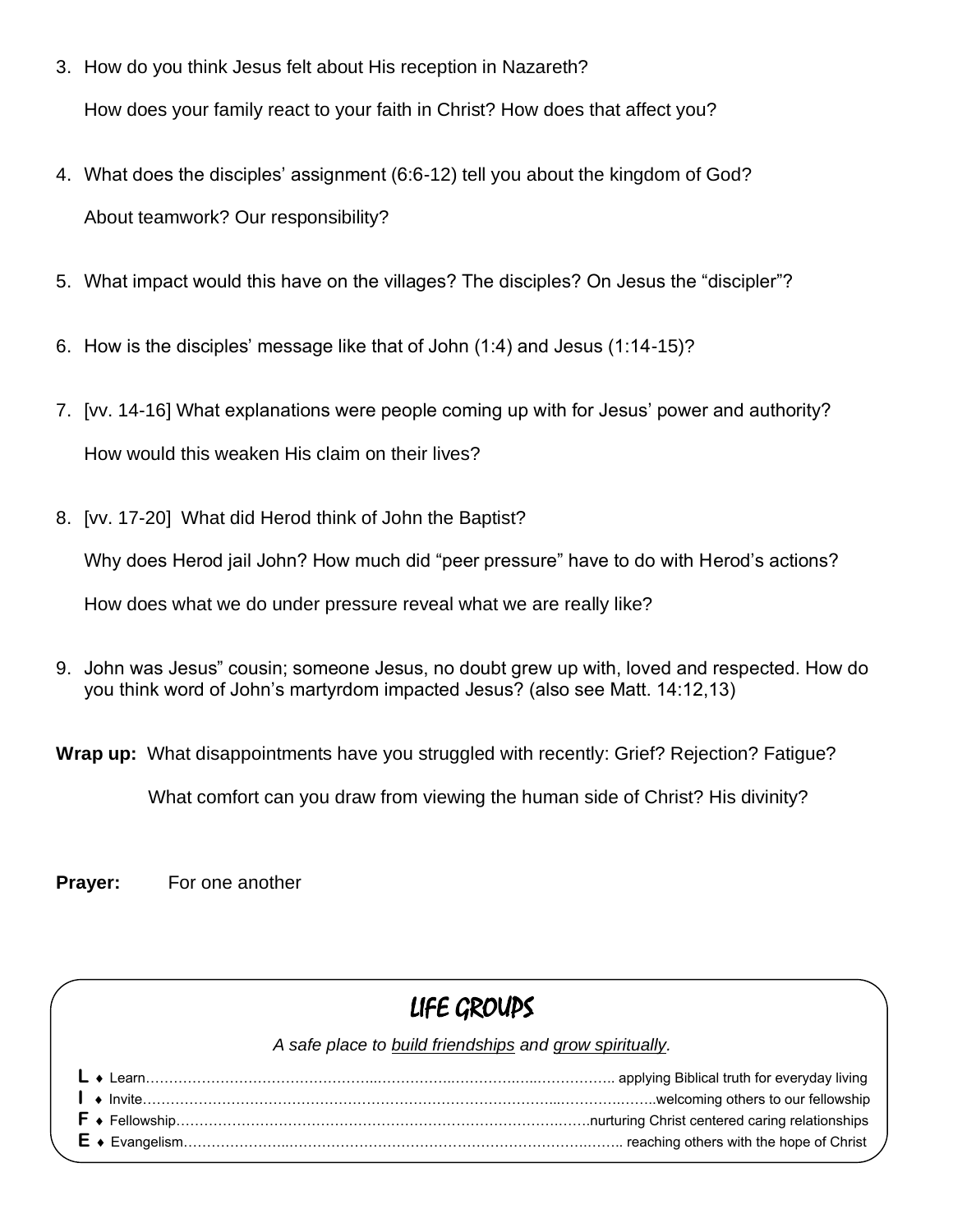3. How do you think Jesus felt about His reception in Nazareth?

   How does your family react to your faith in Christ? How does that affect you?

4. What does the disciples' assignment (6:6-12) tell you about the kingdom of God?

   About teamwork? Our responsibility?

5. What impact would this have on the villages? The disciples? On Jesus the "discipler"?

6. How is the disciples' message like that of John (1:4) and Jesus (1:14-15)?

7. [vv. 14-16] What explanations were people coming up with for Jesus' power and authority?

   How would this weaken His claim on their lives?

8. [vv. 17-20] What did Herod think of John the Baptist?

   Why does Herod jail John? How much did "peer pressure" have to do with Herod's actions?

   How does what we do under pressure reveal what we are really like?

9. John was Jesus" cousin; someone Jesus, no doubt grew up with, loved and respected. How do you think word of John's martyrdom impacted Jesus? (also see Matt. 14:12,13)

**Wrap up:** What disappointments have you struggled with recently: Grief? Rejection? Fatigue?

What comfort can you draw from viewing the human side of Christ? His divinity?

**Prayer:** For one another

## LIFE GROUPS

*A safe place to build friendships and grow spiritually.*

**L** ♦ Learn…………………………………………… applying Biblical truth for everyday living
**I** ♦ Invite……………………………………………welcoming others to our fellowship
**F** ♦ Fellowship…………………………………………nurturing Christ centered caring relationships
**E** ♦ Evangelism………………………………………… reaching others with the hope of Christ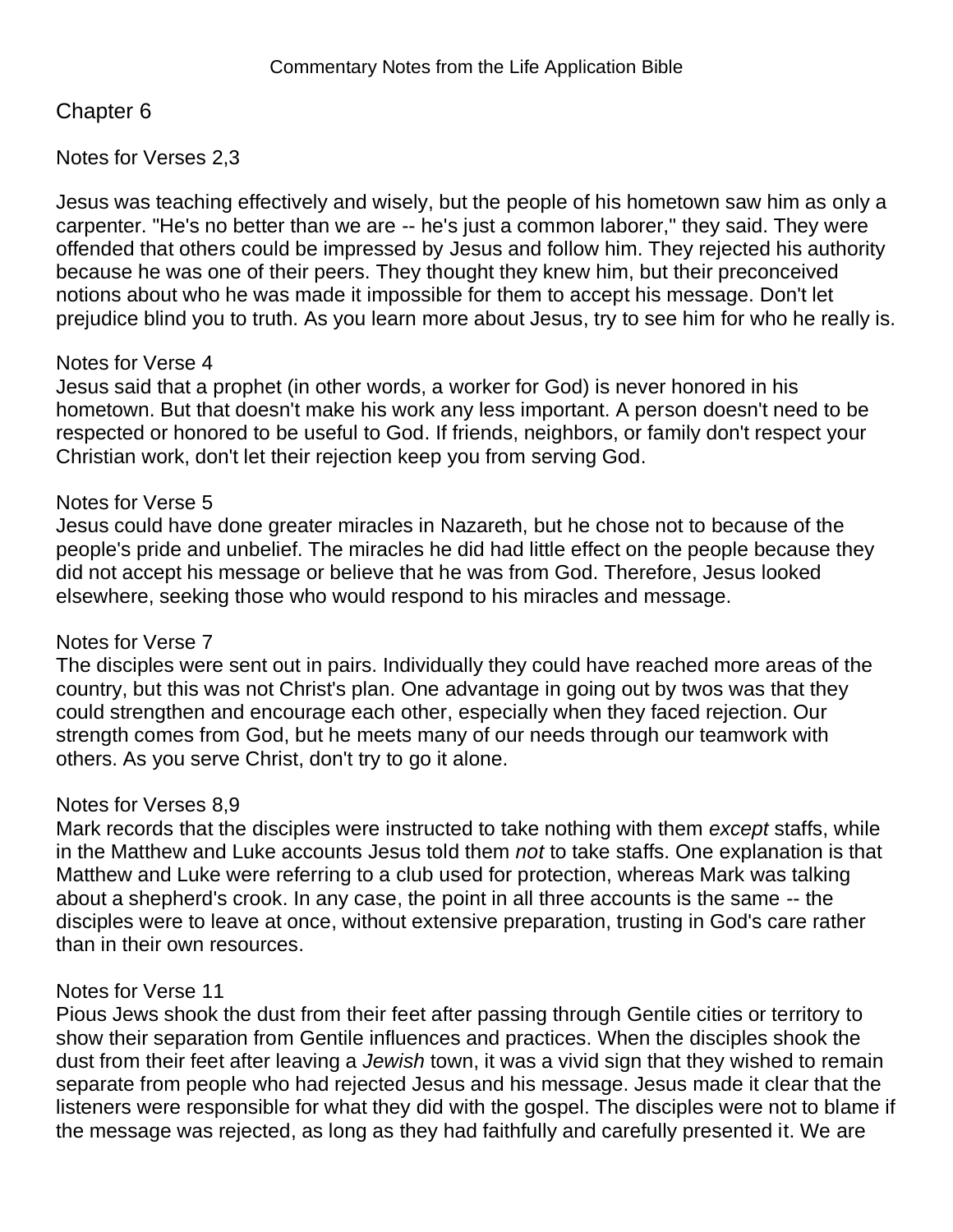## Chapter 6

### Notes for Verses 2,3

Jesus was teaching effectively and wisely, but the people of his hometown saw him as only a carpenter. "He's no better than we are -- he's just a common laborer," they said. They were offended that others could be impressed by Jesus and follow him. They rejected his authority because he was one of their peers. They thought they knew him, but their preconceived notions about who he was made it impossible for them to accept his message. Don't let prejudice blind you to truth. As you learn more about Jesus, try to see him for who he really is.

### Notes for Verse 4

Jesus said that a prophet (in other words, a worker for God) is never honored in his hometown. But that doesn't make his work any less important. A person doesn't need to be respected or honored to be useful to God. If friends, neighbors, or family don't respect your Christian work, don't let their rejection keep you from serving God.

### Notes for Verse 5

Jesus could have done greater miracles in Nazareth, but he chose not to because of the people's pride and unbelief. The miracles he did had little effect on the people because they did not accept his message or believe that he was from God. Therefore, Jesus looked elsewhere, seeking those who would respond to his miracles and message.

### Notes for Verse 7

The disciples were sent out in pairs. Individually they could have reached more areas of the country, but this was not Christ's plan. One advantage in going out by twos was that they could strengthen and encourage each other, especially when they faced rejection. Our strength comes from God, but he meets many of our needs through our teamwork with others. As you serve Christ, don't try to go it alone.

### Notes for Verses 8,9

Mark records that the disciples were instructed to take nothing with them *except* staffs, while in the Matthew and Luke accounts Jesus told them *not* to take staffs. One explanation is that Matthew and Luke were referring to a club used for protection, whereas Mark was talking about a shepherd's crook. In any case, the point in all three accounts is the same -- the disciples were to leave at once, without extensive preparation, trusting in God's care rather than in their own resources.

### Notes for Verse 11

Pious Jews shook the dust from their feet after passing through Gentile cities or territory to show their separation from Gentile influences and practices. When the disciples shook the dust from their feet after leaving a *Jewish* town, it was a vivid sign that they wished to remain separate from people who had rejected Jesus and his message. Jesus made it clear that the listeners were responsible for what they did with the gospel. The disciples were not to blame if the message was rejected, as long as they had faithfully and carefully presented it. We are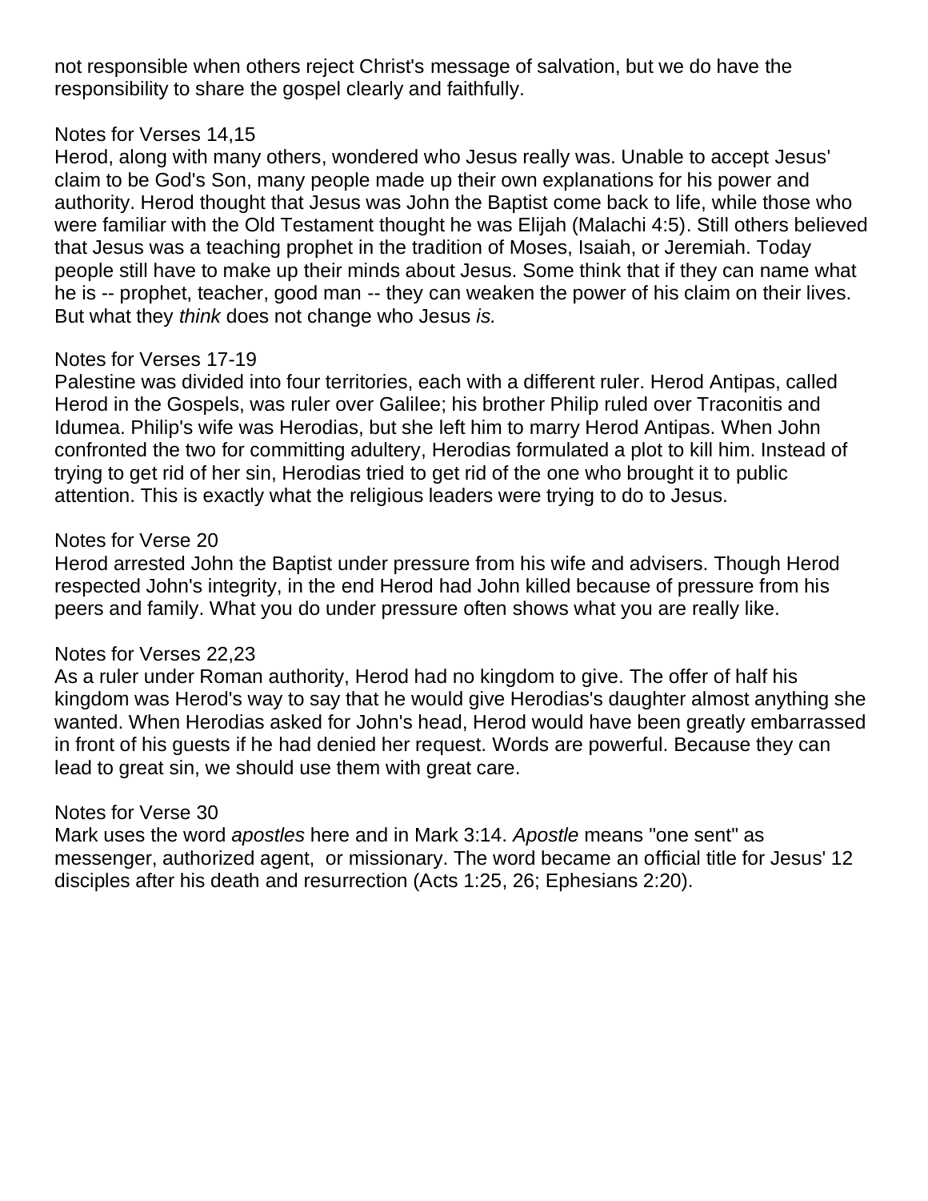not responsible when others reject Christ's message of salvation, but we do have the responsibility to share the gospel clearly and faithfully.

Notes for Verses 14,15

Herod, along with many others, wondered who Jesus really was. Unable to accept Jesus' claim to be God's Son, many people made up their own explanations for his power and authority. Herod thought that Jesus was John the Baptist come back to life, while those who were familiar with the Old Testament thought he was Elijah (Malachi 4:5). Still others believed that Jesus was a teaching prophet in the tradition of Moses, Isaiah, or Jeremiah. Today people still have to make up their minds about Jesus. Some think that if they can name what he is -- prophet, teacher, good man -- they can weaken the power of his claim on their lives. But what they *think* does not change who Jesus *is.*

Notes for Verses 17-19

Palestine was divided into four territories, each with a different ruler. Herod Antipas, called Herod in the Gospels, was ruler over Galilee; his brother Philip ruled over Traconitis and Idumea. Philip's wife was Herodias, but she left him to marry Herod Antipas. When John confronted the two for committing adultery, Herodias formulated a plot to kill him. Instead of trying to get rid of her sin, Herodias tried to get rid of the one who brought it to public attention. This is exactly what the religious leaders were trying to do to Jesus.

Notes for Verse 20

Herod arrested John the Baptist under pressure from his wife and advisers. Though Herod respected John's integrity, in the end Herod had John killed because of pressure from his peers and family. What you do under pressure often shows what you are really like.

Notes for Verses 22,23

As a ruler under Roman authority, Herod had no kingdom to give. The offer of half his kingdom was Herod's way to say that he would give Herodias's daughter almost anything she wanted. When Herodias asked for John's head, Herod would have been greatly embarrassed in front of his guests if he had denied her request. Words are powerful. Because they can lead to great sin, we should use them with great care.

Notes for Verse 30

Mark uses the word *apostles* here and in Mark 3:14. *Apostle* means "one sent" as messenger, authorized agent, or missionary. The word became an official title for Jesus' 12 disciples after his death and resurrection (Acts 1:25, 26; Ephesians 2:20).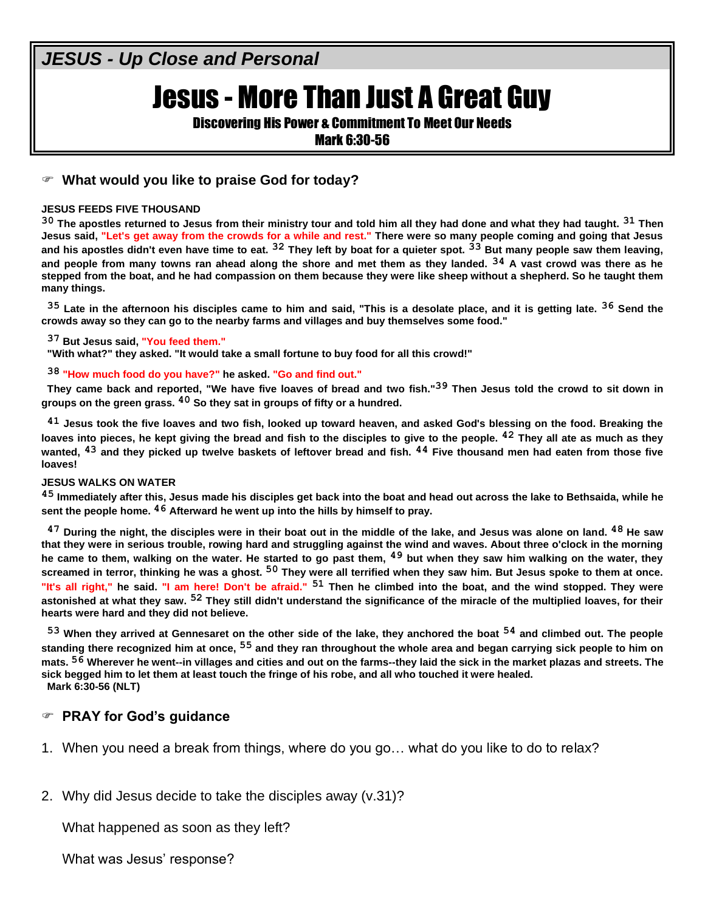*JESUS - Up Close and Personal*

# Jesus - More Than Just A Great Guy

### Discovering His Power & Commitment To Meet Our Needs

### Mark 6:30-56

☞ **What would you like to praise God for today?**

**JESUS FEEDS FIVE THOUSAND**

**30 The apostles returned to Jesus from their ministry tour and told him all they had done and what they had taught. 31 Then Jesus said, "Let's get away from the crowds for a while and rest." There were so many people coming and going that Jesus and his apostles didn't even have time to eat. 32 They left by boat for a quieter spot. 33 But many people saw them leaving, and people from many towns ran ahead along the shore and met them as they landed. 34 A vast crowd was there as he stepped from the boat, and he had compassion on them because they were like sheep without a shepherd. So he taught them many things.**

**35 Late in the afternoon his disciples came to him and said, "This is a desolate place, and it is getting late. 36 Send the crowds away so they can go to the nearby farms and villages and buy themselves some food."**

**37 But Jesus said, "You feed them."**

**"With what?" they asked. "It would take a small fortune to buy food for all this crowd!"**

**38 "How much food do you have?" he asked. "Go and find out."**

**They came back and reported, "We have five loaves of bread and two fish."39 Then Jesus told the crowd to sit down in groups on the green grass. 40 So they sat in groups of fifty or a hundred.**

**41 Jesus took the five loaves and two fish, looked up toward heaven, and asked God's blessing on the food. Breaking the loaves into pieces, he kept giving the bread and fish to the disciples to give to the people. 42 They all ate as much as they wanted, 43 and they picked up twelve baskets of leftover bread and fish. 44 Five thousand men had eaten from those five loaves!**

**JESUS WALKS ON WATER**

**45 Immediately after this, Jesus made his disciples get back into the boat and head out across the lake to Bethsaida, while he sent the people home. 46 Afterward he went up into the hills by himself to pray.**

**47 During the night, the disciples were in their boat out in the middle of the lake, and Jesus was alone on land. 48 He saw that they were in serious trouble, rowing hard and struggling against the wind and waves. About three o'clock in the morning he came to them, walking on the water. He started to go past them, 49 but when they saw him walking on the water, they screamed in terror, thinking he was a ghost. 50 They were all terrified when they saw him. But Jesus spoke to them at once. "It's all right," he said. "I am here! Don't be afraid." 51 Then he climbed into the boat, and the wind stopped. They were astonished at what they saw. 52 They still didn't understand the significance of the miracle of the multiplied loaves, for their hearts were hard and they did not believe.**

**53 When they arrived at Gennesaret on the other side of the lake, they anchored the boat 54 and climbed out. The people standing there recognized him at once, 55 and they ran throughout the whole area and began carrying sick people to him on mats. 56 Wherever he went--in villages and cities and out on the farms--they laid the sick in the market plazas and streets. The sick begged him to let them at least touch the fringe of his robe, and all who touched it were healed.**

**Mark 6:30-56 (NLT)**

☞ **PRAY for God's guidance**

1. When you need a break from things, where do you go… what do you like to do to relax?

2. Why did Jesus decide to take the disciples away (v.31)?

   What happened as soon as they left?

   What was Jesus' response?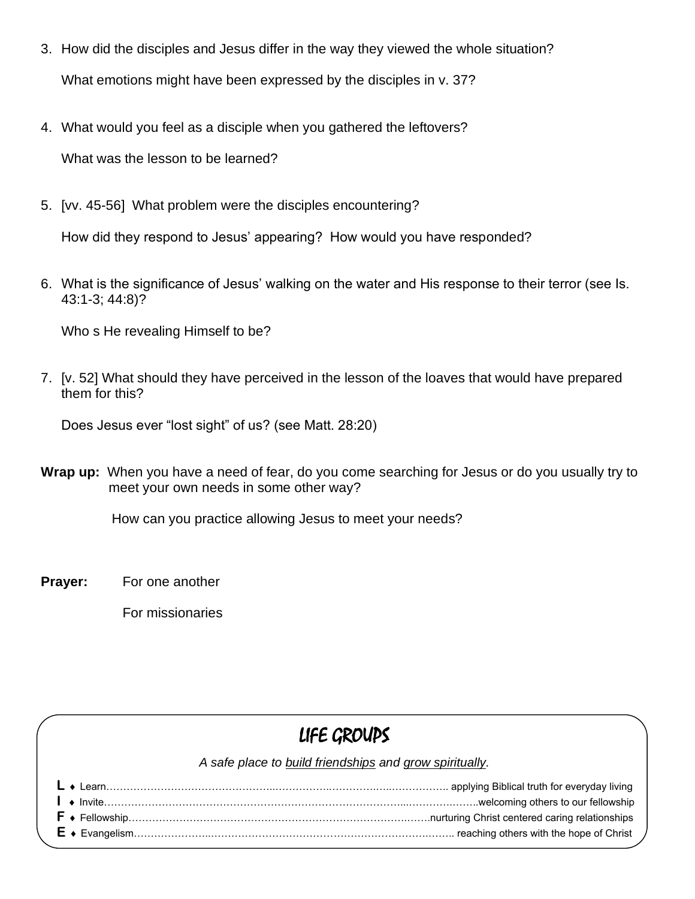3. How did the disciples and Jesus differ in the way they viewed the whole situation?

   What emotions might have been expressed by the disciples in v. 37?

4. What would you feel as a disciple when you gathered the leftovers?

   What was the lesson to be learned?

5. [vv. 45-56] What problem were the disciples encountering?

   How did they respond to Jesus' appearing? How would you have responded?

6. What is the significance of Jesus' walking on the water and His response to their terror (see Is. 43:1-3; 44:8)?

   Who s He revealing Himself to be?

7. [v. 52] What should they have perceived in the lesson of the loaves that would have prepared them for this?

   Does Jesus ever "lost sight" of us? (see Matt. 28:20)

**Wrap up:** When you have a need of fear, do you come searching for Jesus or do you usually try to meet your own needs in some other way?

How can you practice allowing Jesus to meet your needs?

**Prayer:** For one another

For missionaries

## LIFE GROUPS

*A safe place to build friendships and grow spiritually.*

**L** ♦ Learn…………………………………… applying Biblical truth for everyday living
**I** ♦ Invite…………………………………… welcoming others to our fellowship
**F** ♦ Fellowship……………………………… nurturing Christ centered caring relationships
**E** ♦ Evangelism……………………………… reaching others with the hope of Christ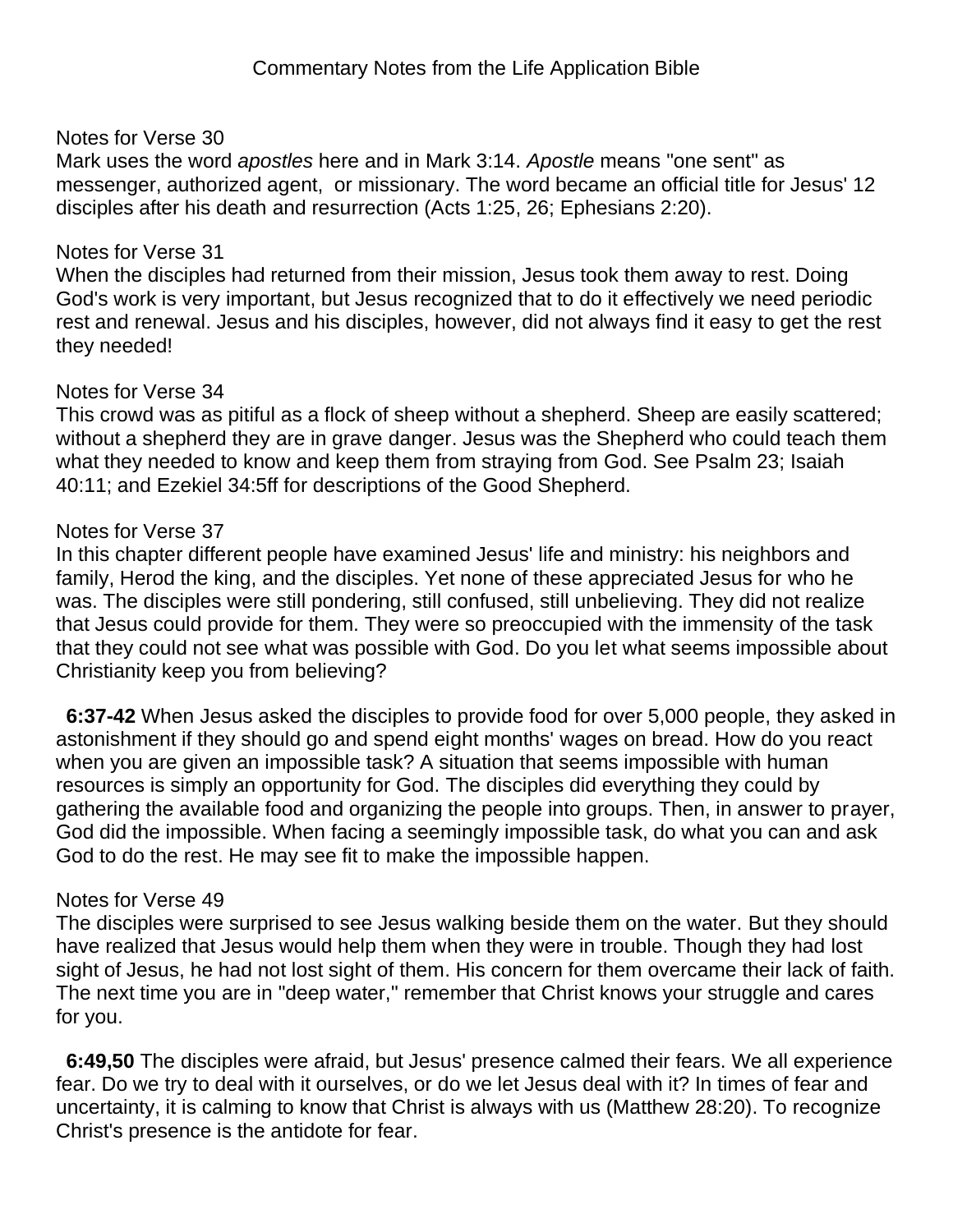Commentary Notes from the Life Application Bible

Notes for Verse 30
Mark uses the word *apostles* here and in Mark 3:14. *Apostle* means "one sent" as messenger, authorized agent, or missionary. The word became an official title for Jesus' 12 disciples after his death and resurrection (Acts 1:25, 26; Ephesians 2:20).

Notes for Verse 31
When the disciples had returned from their mission, Jesus took them away to rest. Doing God's work is very important, but Jesus recognized that to do it effectively we need periodic rest and renewal. Jesus and his disciples, however, did not always find it easy to get the rest they needed!

Notes for Verse 34
This crowd was as pitiful as a flock of sheep without a shepherd. Sheep are easily scattered; without a shepherd they are in grave danger. Jesus was the Shepherd who could teach them what they needed to know and keep them from straying from God. See Psalm 23; Isaiah 40:11; and Ezekiel 34:5ff for descriptions of the Good Shepherd.

Notes for Verse 37
In this chapter different people have examined Jesus' life and ministry: his neighbors and family, Herod the king, and the disciples. Yet none of these appreciated Jesus for who he was. The disciples were still pondering, still confused, still unbelieving. They did not realize that Jesus could provide for them. They were so preoccupied with the immensity of the task that they could not see what was possible with God. Do you let what seems impossible about Christianity keep you from believing?

**6:37-42** When Jesus asked the disciples to provide food for over 5,000 people, they asked in astonishment if they should go and spend eight months' wages on bread. How do you react when you are given an impossible task? A situation that seems impossible with human resources is simply an opportunity for God. The disciples did everything they could by gathering the available food and organizing the people into groups. Then, in answer to prayer, God did the impossible. When facing a seemingly impossible task, do what you can and ask God to do the rest. He may see fit to make the impossible happen.

Notes for Verse 49
The disciples were surprised to see Jesus walking beside them on the water. But they should have realized that Jesus would help them when they were in trouble. Though they had lost sight of Jesus, he had not lost sight of them. His concern for them overcame their lack of faith. The next time you are in "deep water," remember that Christ knows your struggle and cares for you.

**6:49,50** The disciples were afraid, but Jesus' presence calmed their fears. We all experience fear. Do we try to deal with it ourselves, or do we let Jesus deal with it? In times of fear and uncertainty, it is calming to know that Christ is always with us (Matthew 28:20). To recognize Christ's presence is the antidote for fear.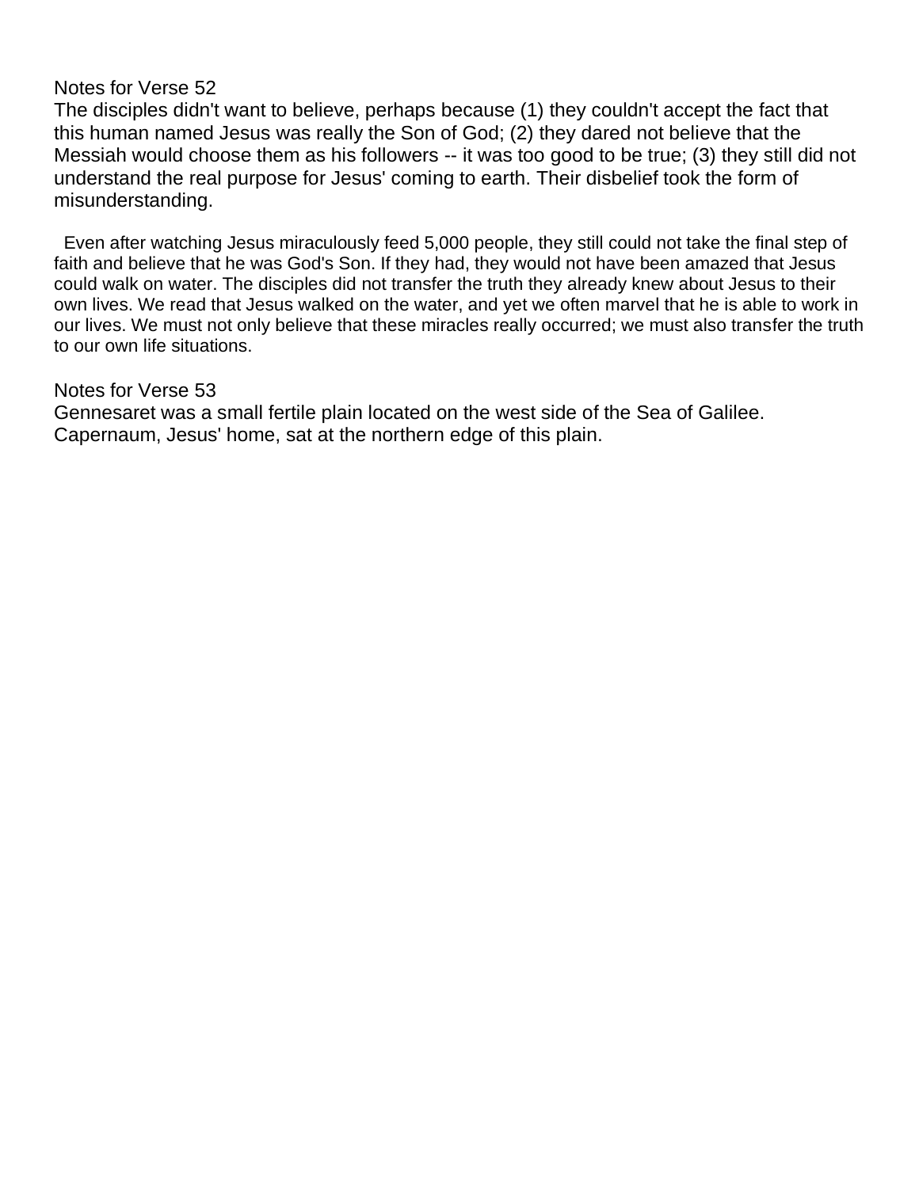Notes for Verse 52

The disciples didn't want to believe, perhaps because (1) they couldn't accept the fact that this human named Jesus was really the Son of God; (2) they dared not believe that the Messiah would choose them as his followers -- it was too good to be true; (3) they still did not understand the real purpose for Jesus' coming to earth. Their disbelief took the form of misunderstanding.

Even after watching Jesus miraculously feed 5,000 people, they still could not take the final step of faith and believe that he was God's Son. If they had, they would not have been amazed that Jesus could walk on water. The disciples did not transfer the truth they already knew about Jesus to their own lives. We read that Jesus walked on the water, and yet we often marvel that he is able to work in our lives. We must not only believe that these miracles really occurred; we must also transfer the truth to our own life situations.

Notes for Verse 53

Gennesaret was a small fertile plain located on the west side of the Sea of Galilee. Capernaum, Jesus' home, sat at the northern edge of this plain.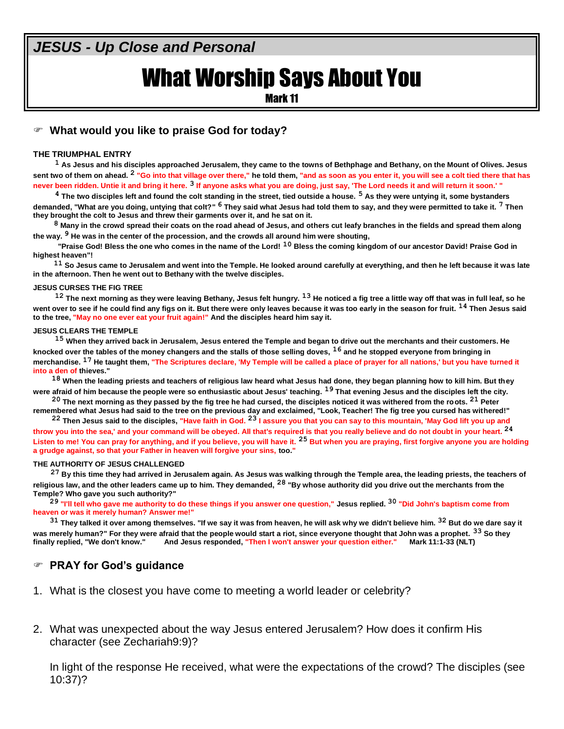*JESUS - Up Close and Personal*

# What Worship Says About You

Mark 11

☞ **What would you like to praise God for today?**

**THE TRIUMPHAL ENTRY**

**[1] As Jesus and his disciples approached Jerusalem, they came to the towns of Bethphage and Bethany, on the Mount of Olives. Jesus sent two of them on ahead. [2] "Go into that village over there," he told them, "and as soon as you enter it, you will see a colt tied there that has never been ridden. Untie it and bring it here. [3] If anyone asks what you are doing, just say, 'The Lord needs it and will return it soon.' "**

**[4] The two disciples left and found the colt standing in the street, tied outside a house. [5] As they were untying it, some bystanders demanded, "What are you doing, untying that colt?" [6] They said what Jesus had told them to say, and they were permitted to take it. [7] Then they brought the colt to Jesus and threw their garments over it, and he sat on it.**

**[8] Many in the crowd spread their coats on the road ahead of Jesus, and others cut leafy branches in the fields and spread them along the way. [9] He was in the center of the procession, and the crowds all around him were shouting,**

**"Praise God! Bless the one who comes in the name of the Lord! [10] Bless the coming kingdom of our ancestor David! Praise God in highest heaven"!**

**[11] So Jesus came to Jerusalem and went into the Temple. He looked around carefully at everything, and then he left because it was late in the afternoon. Then he went out to Bethany with the twelve disciples.**

**JESUS CURSES THE FIG TREE**

**[12] The next morning as they were leaving Bethany, Jesus felt hungry. [13] He noticed a fig tree a little way off that was in full leaf, so he went over to see if he could find any figs on it. But there were only leaves because it was too early in the season for fruit. [14] Then Jesus said to the tree, "May no one ever eat your fruit again!" And the disciples heard him say it.**

**JESUS CLEARS THE TEMPLE**

**[15] When they arrived back in Jerusalem, Jesus entered the Temple and began to drive out the merchants and their customers. He knocked over the tables of the money changers and the stalls of those selling doves, [16] and he stopped everyone from bringing in merchandise. [17] He taught them, "The Scriptures declare, 'My Temple will be called a place of prayer for all nations,' but you have turned it into a den of thieves."**

**[18] When the leading priests and teachers of religious law heard what Jesus had done, they began planning how to kill him. But they were afraid of him because the people were so enthusiastic about Jesus' teaching. [19] That evening Jesus and the disciples left the city.**

**[20] The next morning as they passed by the fig tree he had cursed, the disciples noticed it was withered from the roots. [21] Peter remembered what Jesus had said to the tree on the previous day and exclaimed, "Look, Teacher! The fig tree you cursed has withered!"**

**[22] Then Jesus said to the disciples, "Have faith in God. [23] I assure you that you can say to this mountain, 'May God lift you up and throw you into the sea,' and your command will be obeyed. All that's required is that you really believe and do not doubt in your heart. [24] Listen to me! You can pray for anything, and if you believe, you will have it. [25] But when you are praying, first forgive anyone you are holding a grudge against, so that your Father in heaven will forgive your sins, too."**

**THE AUTHORITY OF JESUS CHALLENGED**

**[27] By this time they had arrived in Jerusalem again. As Jesus was walking through the Temple area, the leading priests, the teachers of religious law, and the other leaders came up to him. They demanded, [28] "By whose authority did you drive out the merchants from the Temple? Who gave you such authority?"**

**[29] "I'll tell who gave me authority to do these things if you answer one question," Jesus replied. [30] "Did John's baptism come from heaven or was it merely human? Answer me!"**

**[31] They talked it over among themselves. "If we say it was from heaven, he will ask why we didn't believe him. [32] But do we dare say it was merely human?" For they were afraid that the people would start a riot, since everyone thought that John was a prophet. [33] So they finally replied, "We don't know." And Jesus responded, "Then I won't answer your question either." Mark 11:1-33 (NLT)**

☞ **PRAY for God's guidance**

1. What is the closest you have come to meeting a world leader or celebrity?

2. What was unexpected about the way Jesus entered Jerusalem? How does it confirm His character (see Zechariah9:9)?

   In light of the response He received, what were the expectations of the crowd? The disciples (see 10:37)?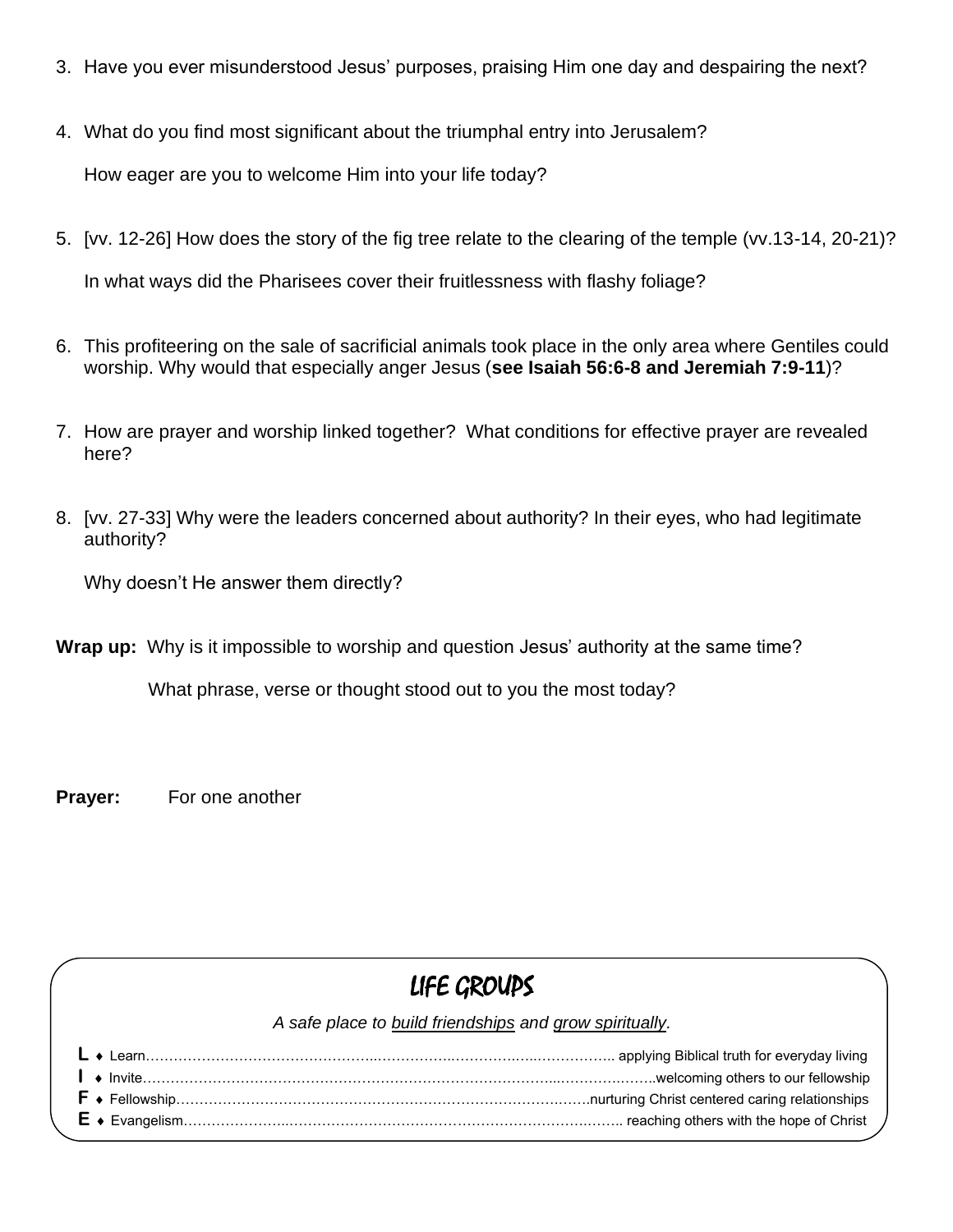3. Have you ever misunderstood Jesus' purposes, praising Him one day and despairing the next?

4. What do you find most significant about the triumphal entry into Jerusalem?

   How eager are you to welcome Him into your life today?

5. [vv. 12-26] How does the story of the fig tree relate to the clearing of the temple (vv.13-14, 20-21)?

   In what ways did the Pharisees cover their fruitlessness with flashy foliage?

6. This profiteering on the sale of sacrificial animals took place in the only area where Gentiles could worship. Why would that especially anger Jesus (**see Isaiah 56:6-8 and Jeremiah 7:9-11**)?

7. How are prayer and worship linked together? What conditions for effective prayer are revealed here?

8. [vv. 27-33] Why were the leaders concerned about authority? In their eyes, who had legitimate authority?

   Why doesn't He answer them directly?

**Wrap up:** Why is it impossible to worship and question Jesus' authority at the same time?

What phrase, verse or thought stood out to you the most today?

**Prayer:** For one another

## LIFE GROUPS

*A safe place to build friendships and grow spiritually.*

**L** ♦ Learn…………………………………………… applying Biblical truth for everyday living
**I** ♦ Invite……………………………………………welcoming others to our fellowship
**F** ♦ Fellowship……………………………………nurturing Christ centered caring relationships
**E** ♦ Evangelism…………………………………… reaching others with the hope of Christ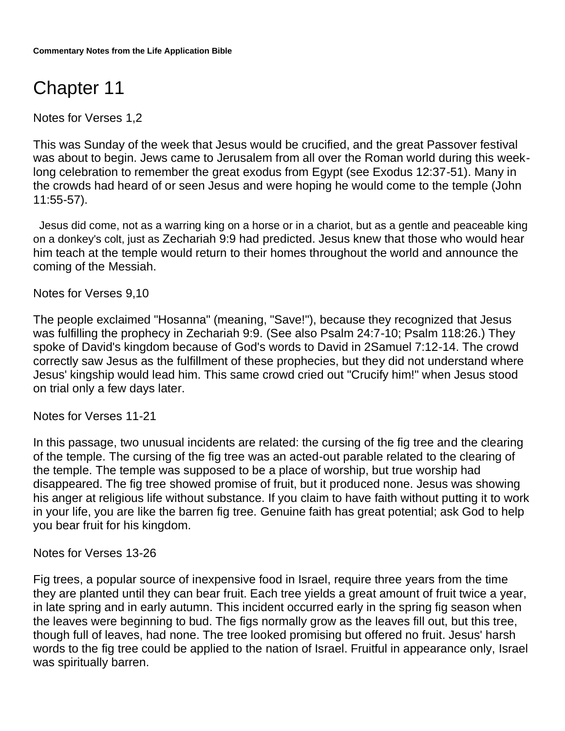**Commentary Notes from the Life Application Bible**

# Chapter 11

Notes for Verses 1,2

This was Sunday of the week that Jesus would be crucified, and the great Passover festival was about to begin. Jews came to Jerusalem from all over the Roman world during this week-long celebration to remember the great exodus from Egypt (see Exodus 12:37-51). Many in the crowds had heard of or seen Jesus and were hoping he would come to the temple (John 11:55-57).

Jesus did come, not as a warring king on a horse or in a chariot, but as a gentle and peaceable king on a donkey's colt, just as Zechariah 9:9 had predicted. Jesus knew that those who would hear him teach at the temple would return to their homes throughout the world and announce the coming of the Messiah.

Notes for Verses 9,10

The people exclaimed "Hosanna" (meaning, "Save!"), because they recognized that Jesus was fulfilling the prophecy in Zechariah 9:9. (See also Psalm 24:7-10; Psalm 118:26.) They spoke of David's kingdom because of God's words to David in 2Samuel 7:12-14. The crowd correctly saw Jesus as the fulfillment of these prophecies, but they did not understand where Jesus' kingship would lead him. This same crowd cried out "Crucify him!" when Jesus stood on trial only a few days later.

Notes for Verses 11-21

In this passage, two unusual incidents are related: the cursing of the fig tree and the clearing of the temple. The cursing of the fig tree was an acted-out parable related to the clearing of the temple. The temple was supposed to be a place of worship, but true worship had disappeared. The fig tree showed promise of fruit, but it produced none. Jesus was showing his anger at religious life without substance. If you claim to have faith without putting it to work in your life, you are like the barren fig tree. Genuine faith has great potential; ask God to help you bear fruit for his kingdom.

Notes for Verses 13-26

Fig trees, a popular source of inexpensive food in Israel, require three years from the time they are planted until they can bear fruit. Each tree yields a great amount of fruit twice a year, in late spring and in early autumn. This incident occurred early in the spring fig season when the leaves were beginning to bud. The figs normally grow as the leaves fill out, but this tree, though full of leaves, had none. The tree looked promising but offered no fruit. Jesus' harsh words to the fig tree could be applied to the nation of Israel. Fruitful in appearance only, Israel was spiritually barren.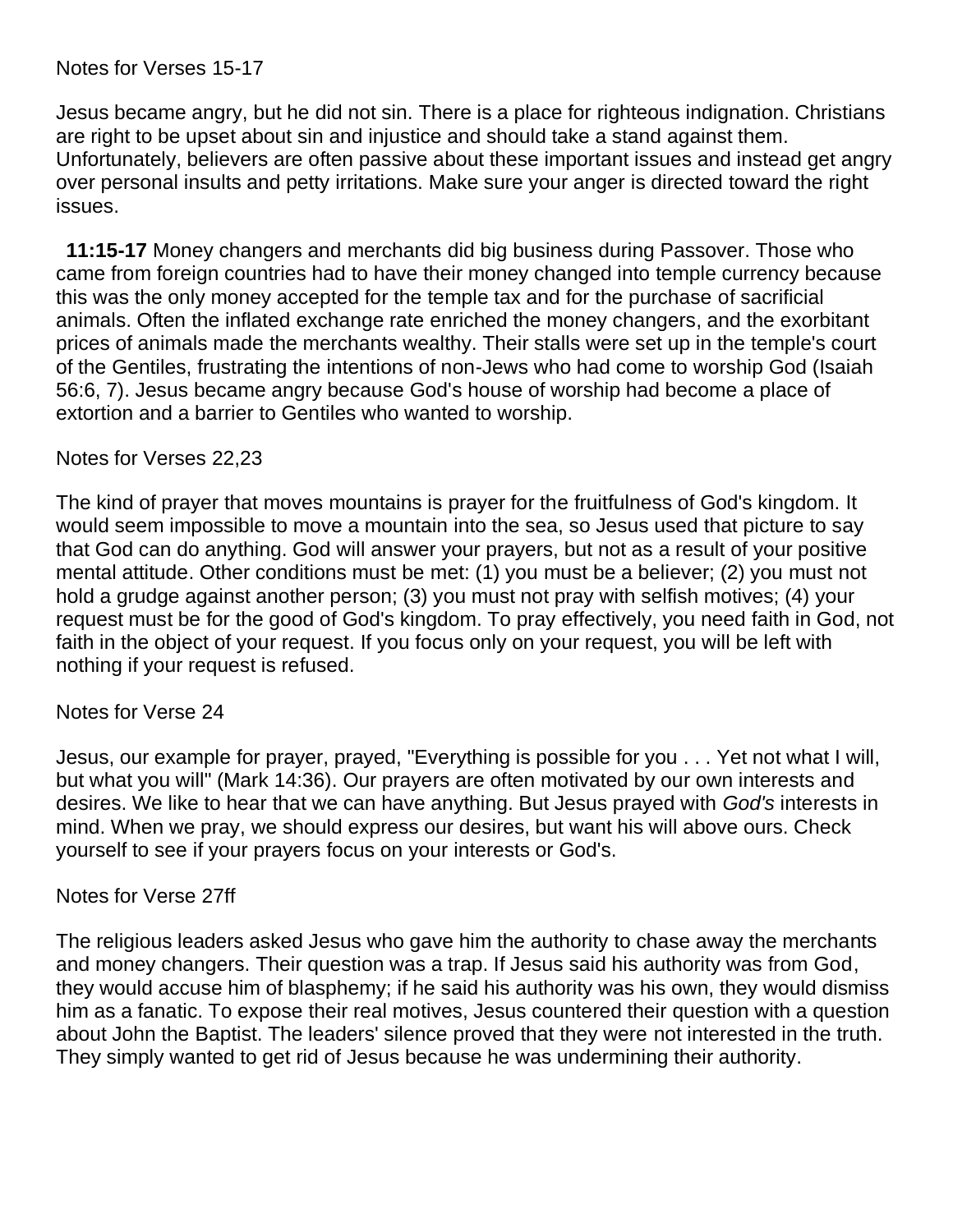Notes for Verses 15-17

Jesus became angry, but he did not sin. There is a place for righteous indignation. Christians are right to be upset about sin and injustice and should take a stand against them. Unfortunately, believers are often passive about these important issues and instead get angry over personal insults and petty irritations. Make sure your anger is directed toward the right issues.

**11:15-17** Money changers and merchants did big business during Passover. Those who came from foreign countries had to have their money changed into temple currency because this was the only money accepted for the temple tax and for the purchase of sacrificial animals. Often the inflated exchange rate enriched the money changers, and the exorbitant prices of animals made the merchants wealthy. Their stalls were set up in the temple's court of the Gentiles, frustrating the intentions of non-Jews who had come to worship God (Isaiah 56:6, 7). Jesus became angry because God's house of worship had become a place of extortion and a barrier to Gentiles who wanted to worship.

Notes for Verses 22,23

The kind of prayer that moves mountains is prayer for the fruitfulness of God's kingdom. It would seem impossible to move a mountain into the sea, so Jesus used that picture to say that God can do anything. God will answer your prayers, but not as a result of your positive mental attitude. Other conditions must be met: (1) you must be a believer; (2) you must not hold a grudge against another person; (3) you must not pray with selfish motives; (4) your request must be for the good of God's kingdom. To pray effectively, you need faith in God, not faith in the object of your request. If you focus only on your request, you will be left with nothing if your request is refused.

Notes for Verse 24

Jesus, our example for prayer, prayed, "Everything is possible for you . . . Yet not what I will, but what you will" (Mark 14:36). Our prayers are often motivated by our own interests and desires. We like to hear that we can have anything. But Jesus prayed with *God's* interests in mind. When we pray, we should express our desires, but want his will above ours. Check yourself to see if your prayers focus on your interests or God's.

Notes for Verse 27ff

The religious leaders asked Jesus who gave him the authority to chase away the merchants and money changers. Their question was a trap. If Jesus said his authority was from God, they would accuse him of blasphemy; if he said his authority was his own, they would dismiss him as a fanatic. To expose their real motives, Jesus countered their question with a question about John the Baptist. The leaders' silence proved that they were not interested in the truth. They simply wanted to get rid of Jesus because he was undermining their authority.